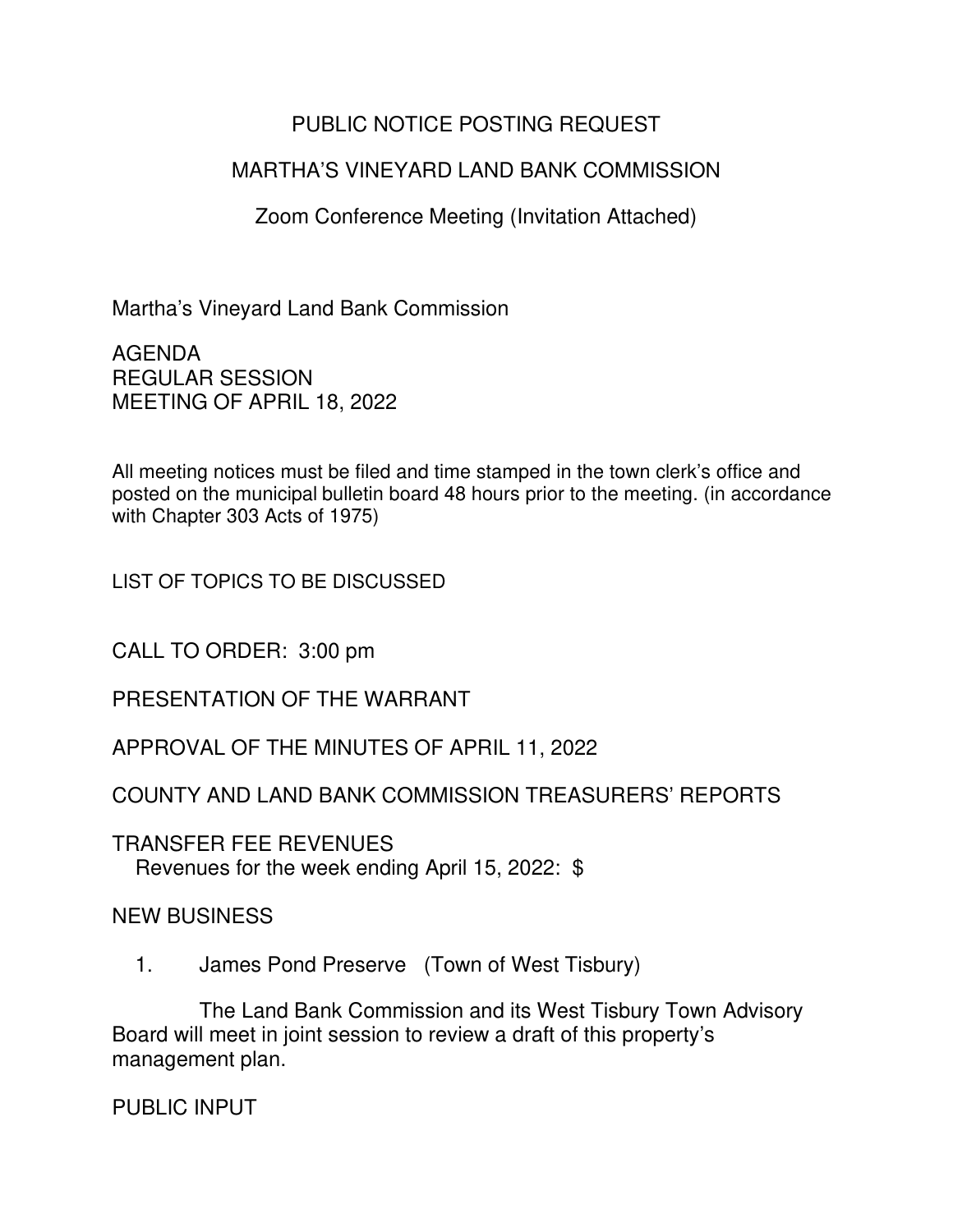# PUBLIC NOTICE POSTING REQUEST

## MARTHA'S VINEYARD LAND BANK COMMISSION

Zoom Conference Meeting (Invitation Attached)

Martha's Vineyard Land Bank Commission

AGENDA
REGULAR SESSION
MEETING OF APRIL 18, 2022

All meeting notices must be filed and time stamped in the town clerk's office and posted on the municipal bulletin board 48 hours prior to the meeting. (in accordance with Chapter 303 Acts of 1975)

LIST OF TOPICS TO BE DISCUSSED

CALL TO ORDER: 3:00 pm

PRESENTATION OF THE WARRANT

APPROVAL OF THE MINUTES OF APRIL 11, 2022

COUNTY AND LAND BANK COMMISSION TREASURERS' REPORTS

TRANSFER FEE REVENUES
Revenues for the week ending April 15, 2022: $

NEW BUSINESS

1. James Pond Preserve (Town of West Tisbury)

   The Land Bank Commission and its West Tisbury Town Advisory Board will meet in joint session to review a draft of this property's management plan.

PUBLIC INPUT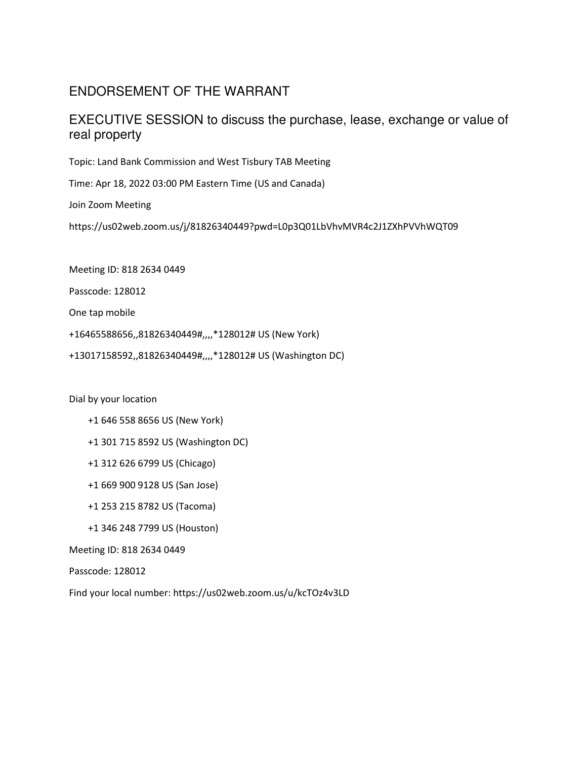## ENDORSEMENT OF THE WARRANT

## EXECUTIVE SESSION to discuss the purchase, lease, exchange or value of real property

Topic: Land Bank Commission and West Tisbury TAB Meeting

Time: Apr 18, 2022 03:00 PM Eastern Time (US and Canada)

Join Zoom Meeting

https://us02web.zoom.us/j/81826340449?pwd=L0p3Q01LbVhvMVR4c2J1ZXhPVVhWQT09

Meeting ID: 818 2634 0449

Passcode: 128012

One tap mobile

+16465588656,,81826340449#,,,,*128012# US (New York)

+13017158592,,81826340449#,,,,*128012# US (Washington DC)

Dial by your location

- +1 646 558 8656 US (New York)
- +1 301 715 8592 US (Washington DC)
- +1 312 626 6799 US (Chicago)
- +1 669 900 9128 US (San Jose)
- +1 253 215 8782 US (Tacoma)
- +1 346 248 7799 US (Houston)

Meeting ID: 818 2634 0449

Passcode: 128012

Find your local number: https://us02web.zoom.us/u/kcTOz4v3LD